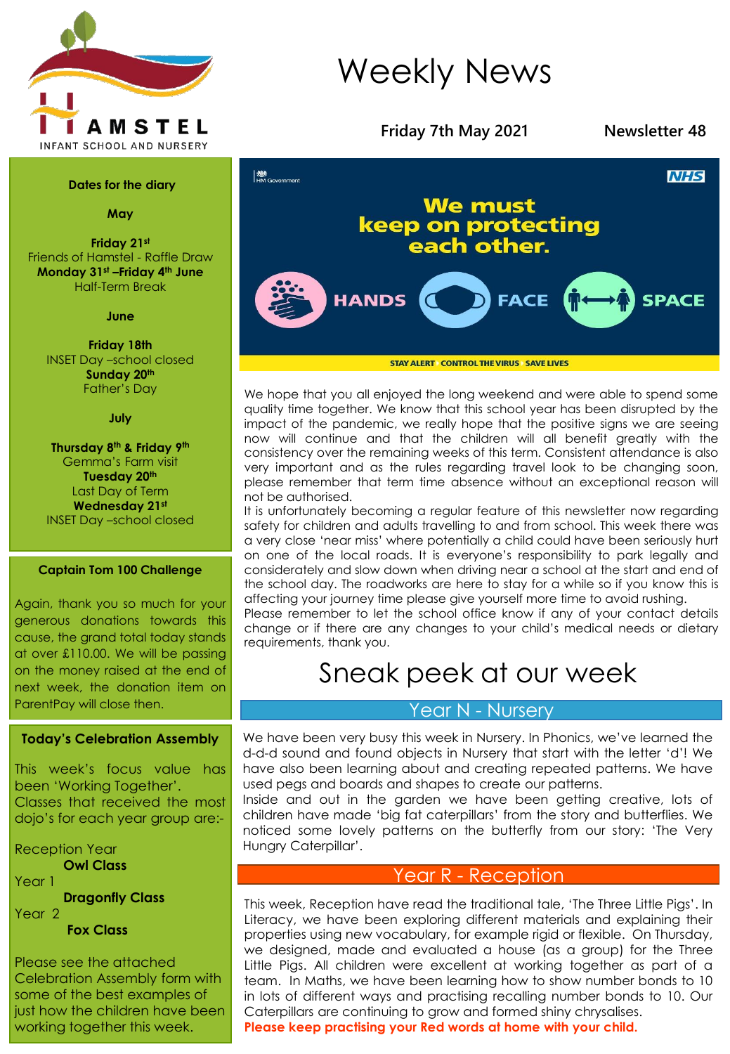HAMSTEL
INFANT SCHOOL AND NURSERY

# Weekly News

**Friday 7th May 2021** **Newsletter 48**

**Dates for the diary**

**May**

**Friday 21st**
Friends of Hamstel - Raffle Draw
**Monday 31st –Friday 4th June**
Half-Term Break

**June**

**Friday 18th**
INSET Day –school closed
**Sunday 20th**
Father's Day

**July**

**Thursday 8th & Friday 9th**
Gemma's Farm visit
**Tuesday 20th**
Last Day of Term
**Wednesday 21st**
INSET Day –school closed

**Captain Tom 100 Challenge**

Again, thank you so much for your generous donations towards this cause, the grand total today stands at over £110.00. We will be passing on the money raised at the end of next week, the donation item on ParentPay will close then.

**Today's Celebration Assembly**

This week's focus value has been 'Working Together'. Classes that received the most dojo's for each year group are:-

Reception Year
**Owl Class**
Year 1
**Dragonfly Class**
Year 2
**Fox Class**

Please see the attached Celebration Assembly form with some of the best examples of just how the children have been working together this week.

HM Government NHS

**We must keep on protecting each other.**

HANDS FACE SPACE

STAY ALERT CONTROL THE VIRUS SAVE LIVES

We hope that you all enjoyed the long weekend and were able to spend some quality time together. We know that this school year has been disrupted by the impact of the pandemic, we really hope that the positive signs we are seeing now will continue and that the children will all benefit greatly with the consistency over the remaining weeks of this term. Consistent attendance is also very important and as the rules regarding travel look to be changing soon, please remember that term time absence without an exceptional reason will not be authorised.

It is unfortunately becoming a regular feature of this newsletter now regarding safety for children and adults travelling to and from school. This week there was a very close 'near miss' where potentially a child could have been seriously hurt on one of the local roads. It is everyone's responsibility to park legally and considerately and slow down when driving near a school at the start and end of the school day. The roadworks are here to stay for a while so if you know this is affecting your journey time please give yourself more time to avoid rushing.

Please remember to let the school office know if any of your contact details change or if there are any changes to your child's medical needs or dietary requirements, thank you.

# Sneak peek at our week

## Year N - Nursery

We have been very busy this week in Nursery. In Phonics, we've learned the d-d-d sound and found objects in Nursery that start with the letter 'd'! We have also been learning about and creating repeated patterns. We have used pegs and boards and shapes to create our patterns.

Inside and out in the garden we have been getting creative, lots of children have made 'big fat caterpillars' from the story and butterflies. We noticed some lovely patterns on the butterfly from our story: 'The Very Hungry Caterpillar'.

## Year R - Reception

This week, Reception have read the traditional tale, 'The Three Little Pigs'. In Literacy, we have been exploring different materials and explaining their properties using new vocabulary, for example rigid or flexible. On Thursday, we designed, made and evaluated a house (as a group) for the Three Little Pigs. All children were excellent at working together as part of a team. In Maths, we have been learning how to show number bonds to 10 in lots of different ways and practising recalling number bonds to 10. Our Caterpillars are continuing to grow and formed shiny chrysalises.

**Please keep practising your Red words at home with your child.**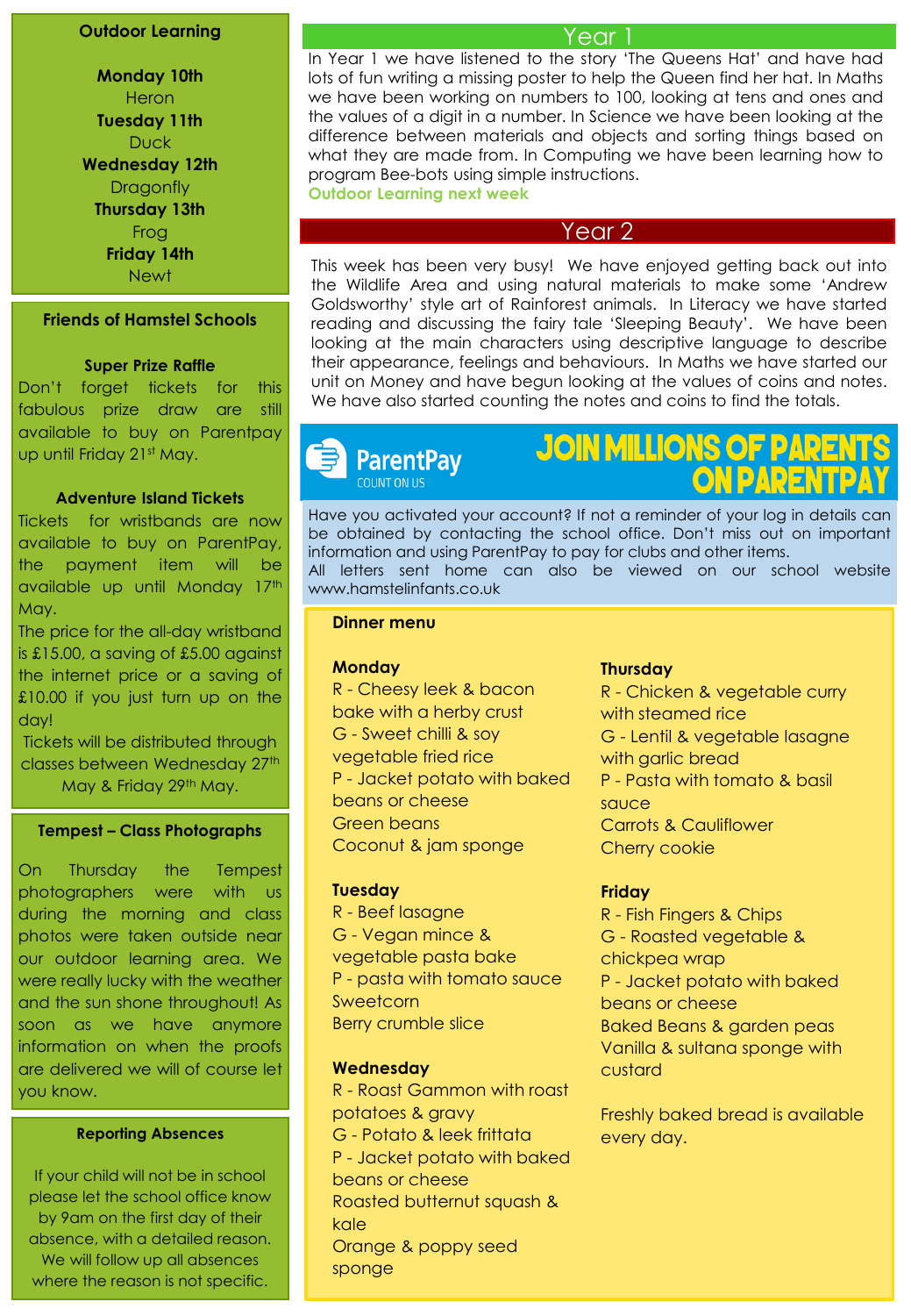### Outdoor Learning

**Monday 10th**
Heron
**Tuesday 11th**
Duck
**Wednesday 12th**
Dragonfly
**Thursday 13th**
Frog
**Friday 14th**
Newt

### Friends of Hamstel Schools

**Super Prize Raffle**

Don't forget tickets for this fabulous prize draw are still available to buy on Parentpay up until Friday 21st May.

**Adventure Island Tickets**

Tickets for wristbands are now available to buy on ParentPay, the payment item will be available up until Monday 17th May.

The price for the all-day wristband is £15.00, a saving of £5.00 against the internet price or a saving of £10.00 if you just turn up on the day!

Tickets will be distributed through classes between Wednesday 27th May & Friday 29th May.

### Tempest – Class Photographs

On Thursday the Tempest photographers were with us during the morning and class photos were taken outside near our outdoor learning area. We were really lucky with the weather and the sun shone throughout! As soon as we have anymore information on when the proofs are delivered we will of course let you know.

### Reporting Absences

If your child will not be in school please let the school office know by 9am on the first day of their absence, with a detailed reason. We will follow up all absences where the reason is not specific.

## Year 1

In Year 1 we have listened to the story 'The Queens Hat' and have had lots of fun writing a missing poster to help the Queen find her hat. In Maths we have been working on numbers to 100, looking at tens and ones and the values of a digit in a number. In Science we have been looking at the difference between materials and objects and sorting things based on what they are made from. In Computing we have been learning how to program Bee-bots using simple instructions.

**Outdoor Learning next week**

## Year 2

This week has been very busy! We have enjoyed getting back out into the Wildlife Area and using natural materials to make some 'Andrew Goldsworthy' style art of Rainforest animals. In Literacy we have started reading and discussing the fairy tale 'Sleeping Beauty'. We have been looking at the main characters using descriptive language to describe their appearance, feelings and behaviours. In Maths we have started our unit on Money and have begun looking at the values of coins and notes. We have also started counting the notes and coins to find the totals.

## ParentPay COUNT ON US — JOIN MILLIONS OF PARENTS ON PARENTPAY

Have you activated your account? If not a reminder of your log in details can be obtained by contacting the school office. Don't miss out on important information and using ParentPay to pay for clubs and other items.
All letters sent home can also be viewed on our school website www.hamstelinfants.co.uk

### Dinner menu

**Monday**
R - Cheesy leek & bacon bake with a herby crust
G - Sweet chilli & soy vegetable fried rice
P - Jacket potato with baked beans or cheese
Green beans
Coconut & jam sponge

**Tuesday**
R - Beef lasagne
G - Vegan mince & vegetable pasta bake
P - pasta with tomato sauce
Sweetcorn
Berry crumble slice

**Wednesday**
R - Roast Gammon with roast potatoes & gravy
G - Potato & leek frittata
P - Jacket potato with baked beans or cheese
Roasted butternut squash & kale
Orange & poppy seed sponge

**Thursday**
R - Chicken & vegetable curry with steamed rice
G - Lentil & vegetable lasagne with garlic bread
P - Pasta with tomato & basil sauce
Carrots & Cauliflower
Cherry cookie

**Friday**
R - Fish Fingers & Chips
G - Roasted vegetable & chickpea wrap
P - Jacket potato with baked beans or cheese
Baked Beans & garden peas
Vanilla & sultana sponge with custard

Freshly baked bread is available every day.